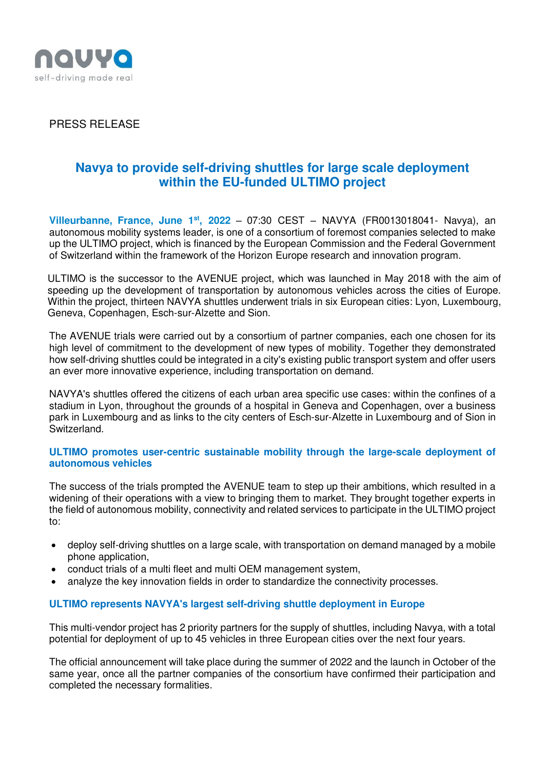navya
self-driving made real

PRESS RELEASE

# Navya to provide self-driving shuttles for large scale deployment within the EU-funded ULTIMO project

**Villeurbanne, France, June 1st, 2022** – 07:30 CEST – NAVYA (FR0013018041- Navya), an autonomous mobility systems leader, is one of a consortium of foremost companies selected to make up the ULTIMO project, which is financed by the European Commission and the Federal Government of Switzerland within the framework of the Horizon Europe research and innovation program.

ULTIMO is the successor to the AVENUE project, which was launched in May 2018 with the aim of speeding up the development of transportation by autonomous vehicles across the cities of Europe. Within the project, thirteen NAVYA shuttles underwent trials in six European cities: Lyon, Luxembourg, Geneva, Copenhagen, Esch-sur-Alzette and Sion.

The AVENUE trials were carried out by a consortium of partner companies, each one chosen for its high level of commitment to the development of new types of mobility. Together they demonstrated how self-driving shuttles could be integrated in a city's existing public transport system and offer users an ever more innovative experience, including transportation on demand.

NAVYA's shuttles offered the citizens of each urban area specific use cases: within the confines of a stadium in Lyon, throughout the grounds of a hospital in Geneva and Copenhagen, over a business park in Luxembourg and as links to the city centers of Esch-sur-Alzette in Luxembourg and of Sion in Switzerland.

## ULTIMO promotes user-centric sustainable mobility through the large-scale deployment of autonomous vehicles

The success of the trials prompted the AVENUE team to step up their ambitions, which resulted in a widening of their operations with a view to bringing them to market. They brought together experts in the field of autonomous mobility, connectivity and related services to participate in the ULTIMO project to:

- deploy self-driving shuttles on a large scale, with transportation on demand managed by a mobile phone application,
- conduct trials of a multi fleet and multi OEM management system,
- analyze the key innovation fields in order to standardize the connectivity processes.

## ULTIMO represents NAVYA's largest self-driving shuttle deployment in Europe

This multi-vendor project has 2 priority partners for the supply of shuttles, including Navya, with a total potential for deployment of up to 45 vehicles in three European cities over the next four years.

The official announcement will take place during the summer of 2022 and the launch in October of the same year, once all the partner companies of the consortium have confirmed their participation and completed the necessary formalities.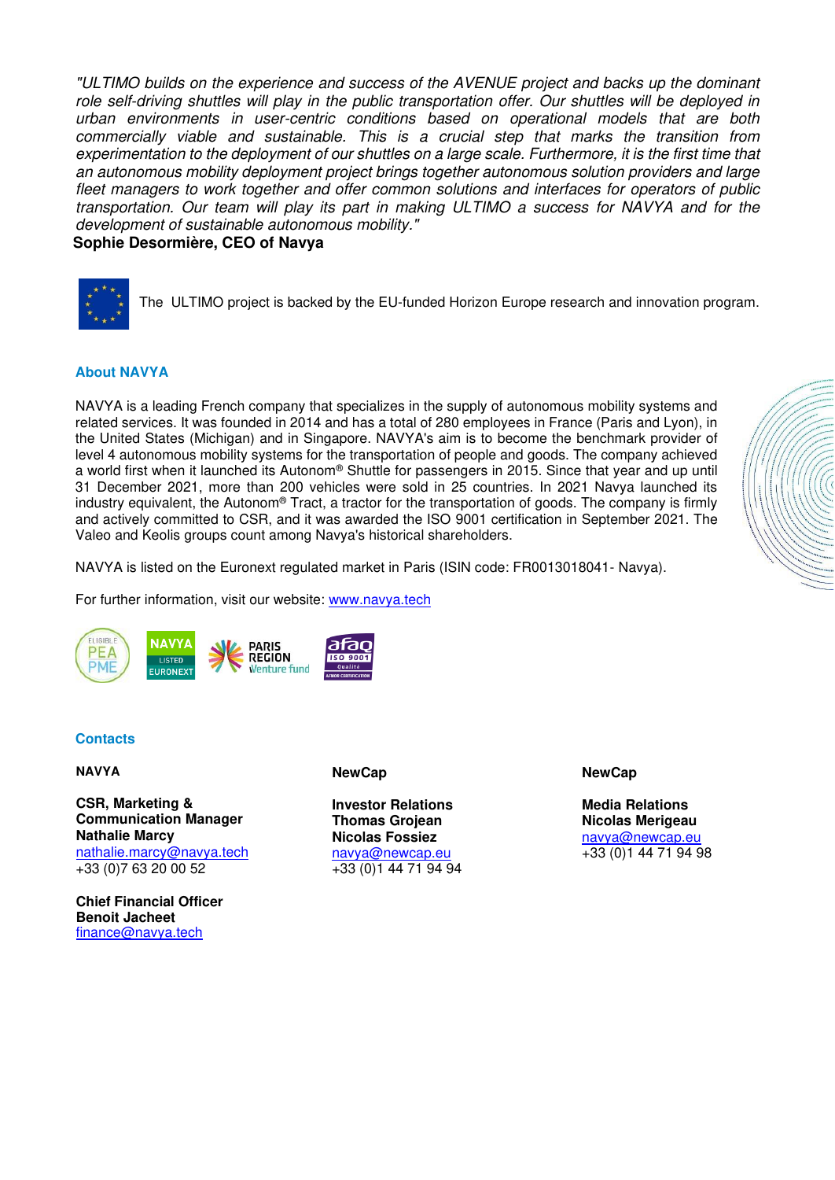*"ULTIMO builds on the experience and success of the AVENUE project and backs up the dominant role self-driving shuttles will play in the public transportation offer. Our shuttles will be deployed in urban environments in user-centric conditions based on operational models that are both commercially viable and sustainable. This is a crucial step that marks the transition from experimentation to the deployment of our shuttles on a large scale. Furthermore, it is the first time that an autonomous mobility deployment project brings together autonomous solution providers and large fleet managers to work together and offer common solutions and interfaces for operators of public transportation. Our team will play its part in making ULTIMO a success for NAVYA and for the development of sustainable autonomous mobility."*

**Sophie Desormière, CEO of Navya**

The ULTIMO project is backed by the EU-funded Horizon Europe research and innovation program.

### About NAVYA

NAVYA is a leading French company that specializes in the supply of autonomous mobility systems and related services. It was founded in 2014 and has a total of 280 employees in France (Paris and Lyon), in the United States (Michigan) and in Singapore. NAVYA's aim is to become the benchmark provider of level 4 autonomous mobility systems for the transportation of people and goods. The company achieved a world first when it launched its Autonom® Shuttle for passengers in 2015. Since that year and up until 31 December 2021, more than 200 vehicles were sold in 25 countries. In 2021 Navya launched its industry equivalent, the Autonom® Tract, a tractor for the transportation of goods. The company is firmly and actively committed to CSR, and it was awarded the ISO 9001 certification in September 2021. The Valeo and Keolis groups count among Navya's historical shareholders.

NAVYA is listed on the Euronext regulated market in Paris (ISIN code: FR0013018041- Navya).

For further information, visit our website: www.navya.tech

### Contacts

**NAVYA**

**CSR, Marketing & Communication Manager**
**Nathalie Marcy**
nathalie.marcy@navya.tech
+33 (0)7 63 20 00 52

**Chief Financial Officer**
**Benoit Jacheet**
finance@navya.tech

**NewCap**

**Investor Relations**
**Thomas Grojean**
**Nicolas Fossiez**
navya@newcap.eu
+33 (0)1 44 71 94 94

**NewCap**

**Media Relations**
**Nicolas Merigeau**
navya@newcap.eu
+33 (0)1 44 71 94 98